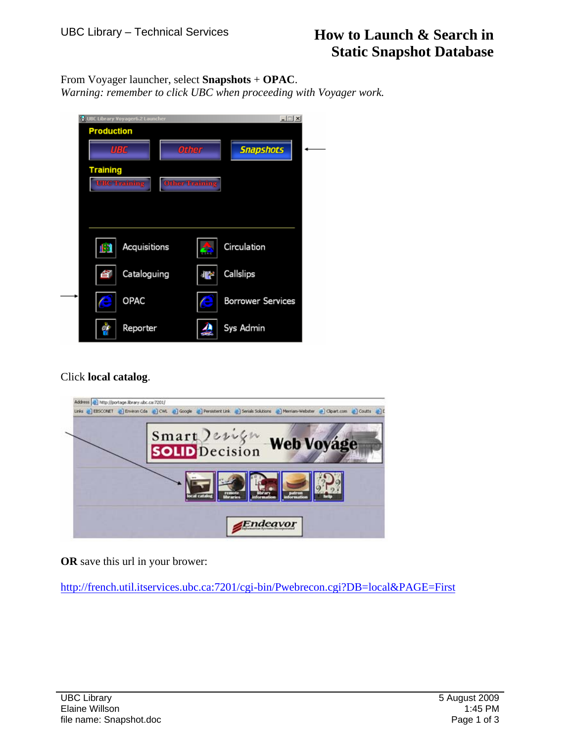# How to Launch & Search in Static Snapshot Database

From Voyager launcher, select **Snapshots** + **OPAC**.
*Warning: remember to click UBC when proceeding with Voyager work.*

Click **local catalog**.

**OR** save this url in your brower:

http://french.util.itservices.ubc.ca:7201/cgi-bin/Pwebrecon.cgi?DB=local&PAGE=First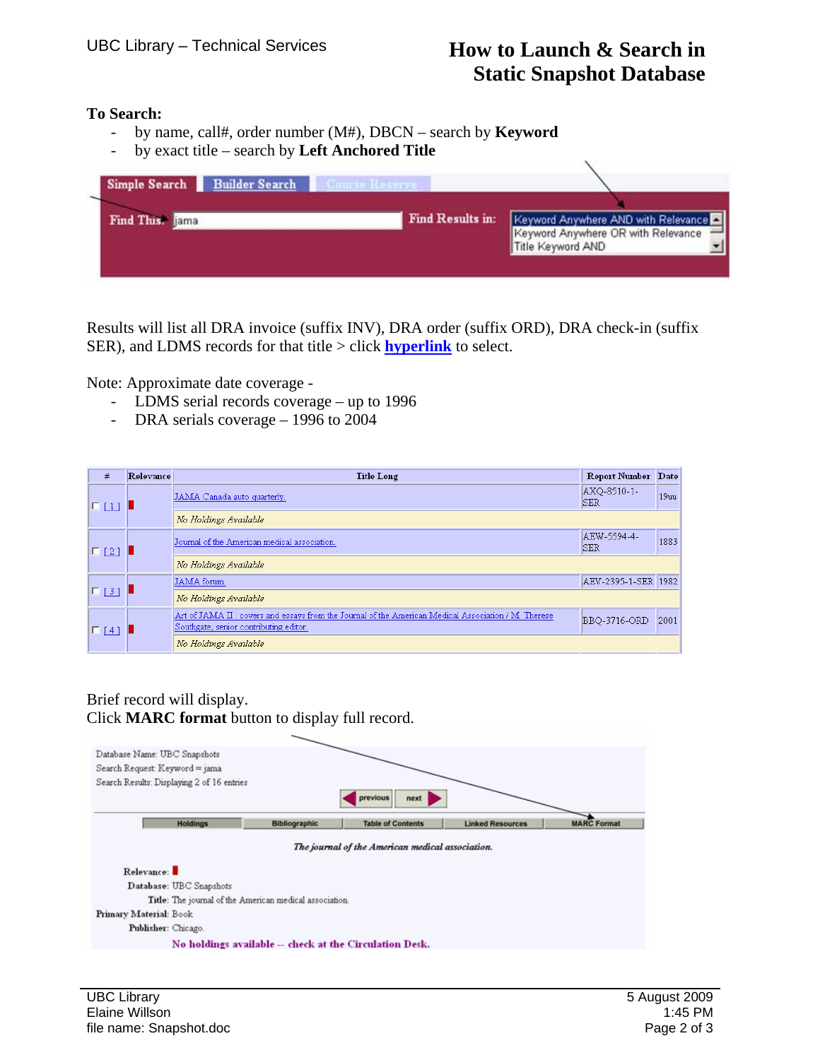**To Search:**

- by name, call#, order number (M#), DBCN – search by **Keyword**
- by exact title – search by **Left Anchored Title**

Simple Search | Builder Search | Course Reserve

Find This: jama

Find Results in: Keyword Anywhere AND with Relevance / Keyword Anywhere OR with Relevance / Title Keyword AND

Results will list all DRA invoice (suffix INV), DRA order (suffix ORD), DRA check-in (suffix SER), and LDMS records for that title > click **hyperlink** to select.

Note: Approximate date coverage -

- LDMS serial records coverage – up to 1996
- DRA serials coverage – 1996 to 2004

| # | Relevance | Title Long | Report Number | Date |
|---|---|---|---|---|
| [ 1 ] | | JAMA Canada auto quarterly. | AXQ-8510-1-SER | 19uu |
| | | *No Holdings Available* | | |
| [ 2 ] | | Journal of the American medical association. | AEW-5594-4-SER | 1883 |
| | | *No Holdings Available* | | |
| [ 3 ] | | JAMA forum. | AEV-2395-1-SER | 1982 |
| | | *No Holdings Available* | | |
| [ 4 ] | | Art of JAMA II : covers and essays from the Journal of the American Medical Association / M. Therese Southgate, senior contributing editor. | BBQ-3716-ORD | 2001 |
| | | *No Holdings Available* | | |

Brief record will display.
Click **MARC format** button to display full record.

Database Name: UBC Snapshots
Search Request: Keyword = jama
Search Results: Displaying 2 of 16 entries

previous | next

Holdings | Bibliographic | Table of Contents | Linked Resources | MARC Format

*The journal of the American medical association.*

Relevance:
Database: UBC Snapshots
Title: The journal of the American medical association.
Primary Material: Book
Publisher: Chicago.
**No holdings available -- check at the Circulation Desk.**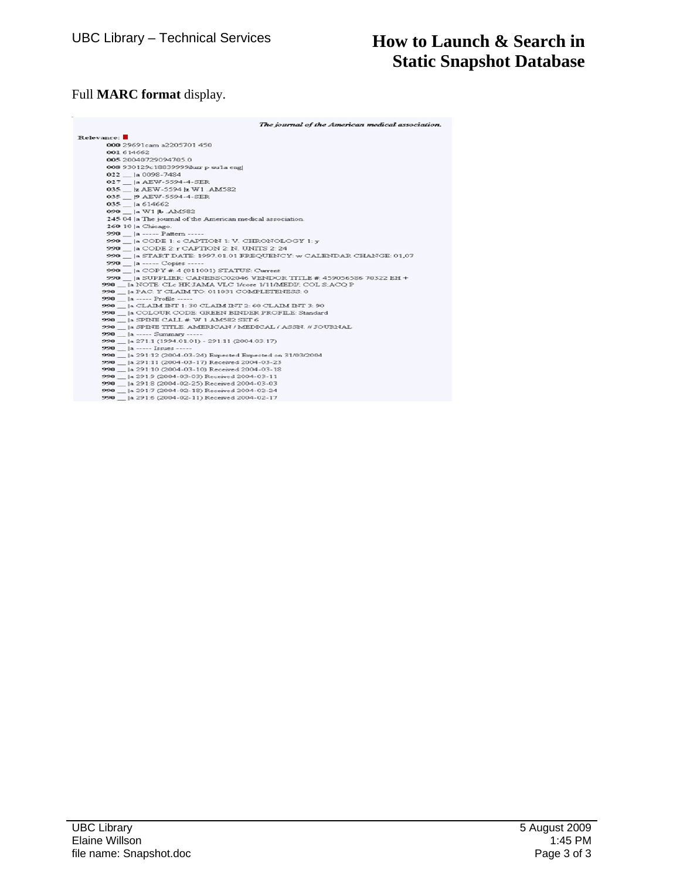Full **MARC format** display.

*The journal of the American medical association.*

Relevance:

```
000 29691cam a2205701 450
001 614662
005 20040729094705.0
008 930129c18839999ilurr p uu1a eng|
022 __ |a 0098-7484
027 __ |a AEW-5594-4-SER
035 __ |z AEW-5594 |z W1 .AM582
035 __ |9 AEW-5594-4-SER
035 __ |a 614662
090 __ |a W1 |b .AM582
245 04 |a The journal of the American medical association.
260 10 |a Chicago.
990 __ |a ------ Pattern -----
990 __ |a CODE 1: c CAPTION 1: V. CHRONOLOGY 1: y
990 __ |a CODE 2: r CAPTION 2: N. UNITS 2: 24
990 __ |a START DATE: 1997.01.01 FREQUENCY: w CALENDAR CHANGE: 01,07
990 __ |a ------ Copies -----
990 __ |a COPY #: 4 (011001) STATUS: Current
990 __ |a SUPPLIER: CANEBSC02046 VENDOR TITLE #: 459056586 70322 EH +
990 __ |a NOTE: CLc HKJAMA VLC 1/core 1/11/MEDI/; COL S;ACQ P
990 __ |a PAC: Y CLAIM TO: 011031 COMPLETENESS: 0
990 __ |a ----- Profile -----
990 __ |a CLAIM INT 1: 30 CLAIM INT 2: 60 CLAIM INT 3: 90
990 __ |a COLOUR CODE: GREEN BINDER PROFILE: Standard
990 __ |a SPINE CALL #: W 1 AM582 SET 6
990 __ |a SPINE TITLE: AMERICAN / MEDICAL / ASSN. // JOURNAL
990 __ |a ----- Summary -----
990 __ |a 271:1 (1994.01.01) - 291:11 (2004.03.17)
990 __ |a ----- Issues -----
990 __ |a 291:12 (2004-03-24) Expected Expected on 31/03/2004
990 __ |a 291:11 (2004-03-17) Received 2004-03-23
990 __ |a 291:10 (2004-03-10) Received 2004-03-18
990 __ |a 291:9 (2004-03-03) Received 2004-03-11
990 __ |a 291:8 (2004-02-25) Received 2004-03-03
990 __ |a 291:7 (2004-02-18) Received 2004-02-24
990 __ |a 291:6 (2004-02-11) Received 2004-02-17
```

UBC Library
Elaine Willson
file name: Snapshot.doc

5 August 2009
1:45 PM